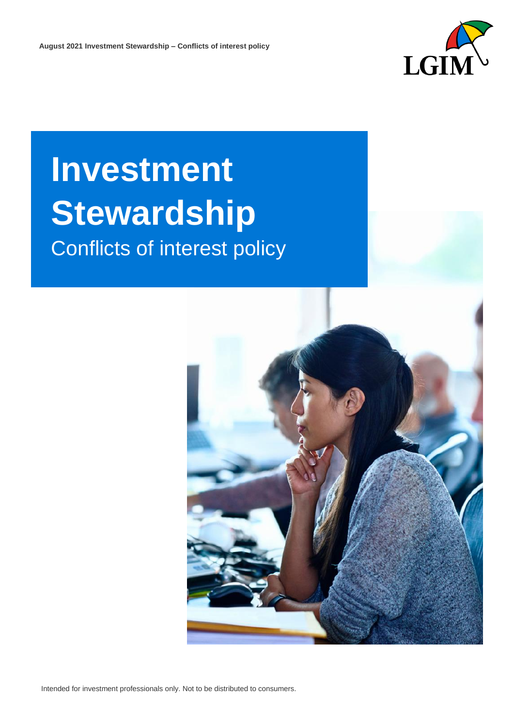August 2021 Investment Stewardship – Conflicts of interest policy

# Investment Stewardship

## Conflicts of interest policy

Intended for investment professionals only. Not to be distributed to consumers.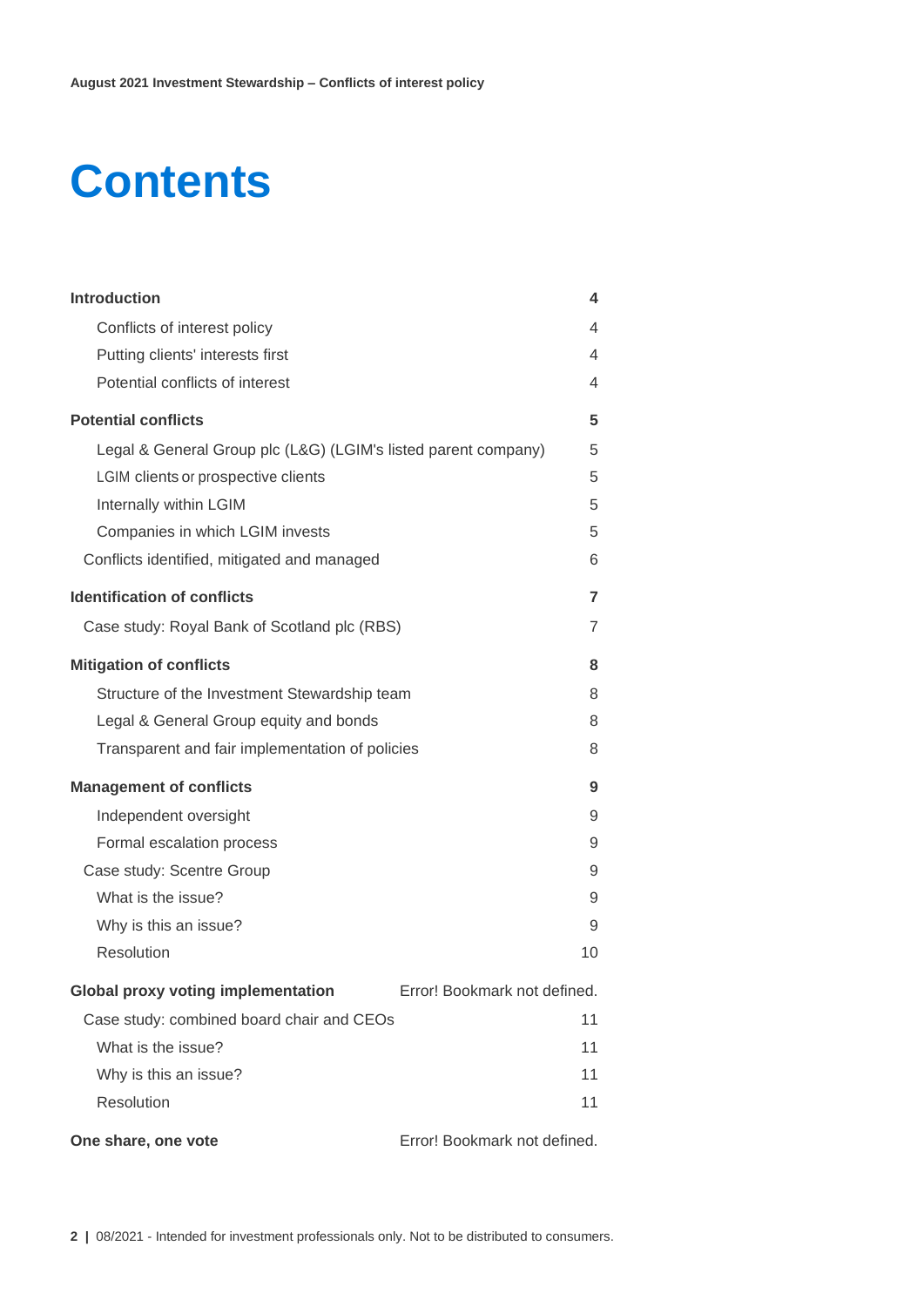# Contents

| | |
|---|---|
| **Introduction** | **4** |
| Conflicts of interest policy | 4 |
| Putting clients' interests first | 4 |
| Potential conflicts of interest | 4 |
| **Potential conflicts** | **5** |
| Legal & General Group plc (L&G) (LGIM's listed parent company) | 5 |
| LGIM clients or prospective clients | 5 |
| Internally within LGIM | 5 |
| Companies in which LGIM invests | 5 |
| Conflicts identified, mitigated and managed | 6 |
| **Identification of conflicts** | **7** |
| Case study: Royal Bank of Scotland plc (RBS) | 7 |
| **Mitigation of conflicts** | **8** |
| Structure of the Investment Stewardship team | 8 |
| Legal & General Group equity and bonds | 8 |
| Transparent and fair implementation of policies | 8 |
| **Management of conflicts** | **9** |
| Independent oversight | 9 |
| Formal escalation process | 9 |
| Case study: Scentre Group | 9 |
| What is the issue? | 9 |
| Why is this an issue? | 9 |
| Resolution | 10 |
| **Global proxy voting implementation** | Error! Bookmark not defined. |
| Case study: combined board chair and CEOs | 11 |
| What is the issue? | 11 |
| Why is this an issue? | 11 |
| Resolution | 11 |
| **One share, one vote** | Error! Bookmark not defined. |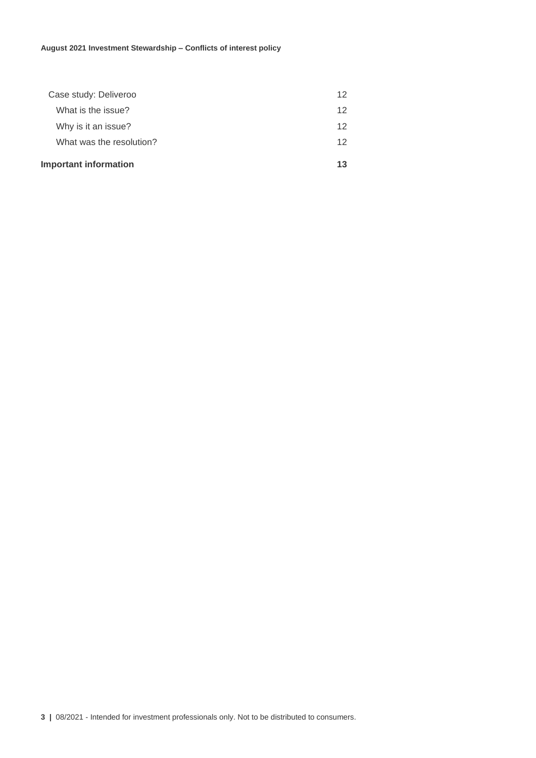| | |
|---|---|
| Case study: Deliveroo | 12 |
| What is the issue? | 12 |
| Why is it an issue? | 12 |
| What was the resolution? | 12 |
| **Important information** | **13** |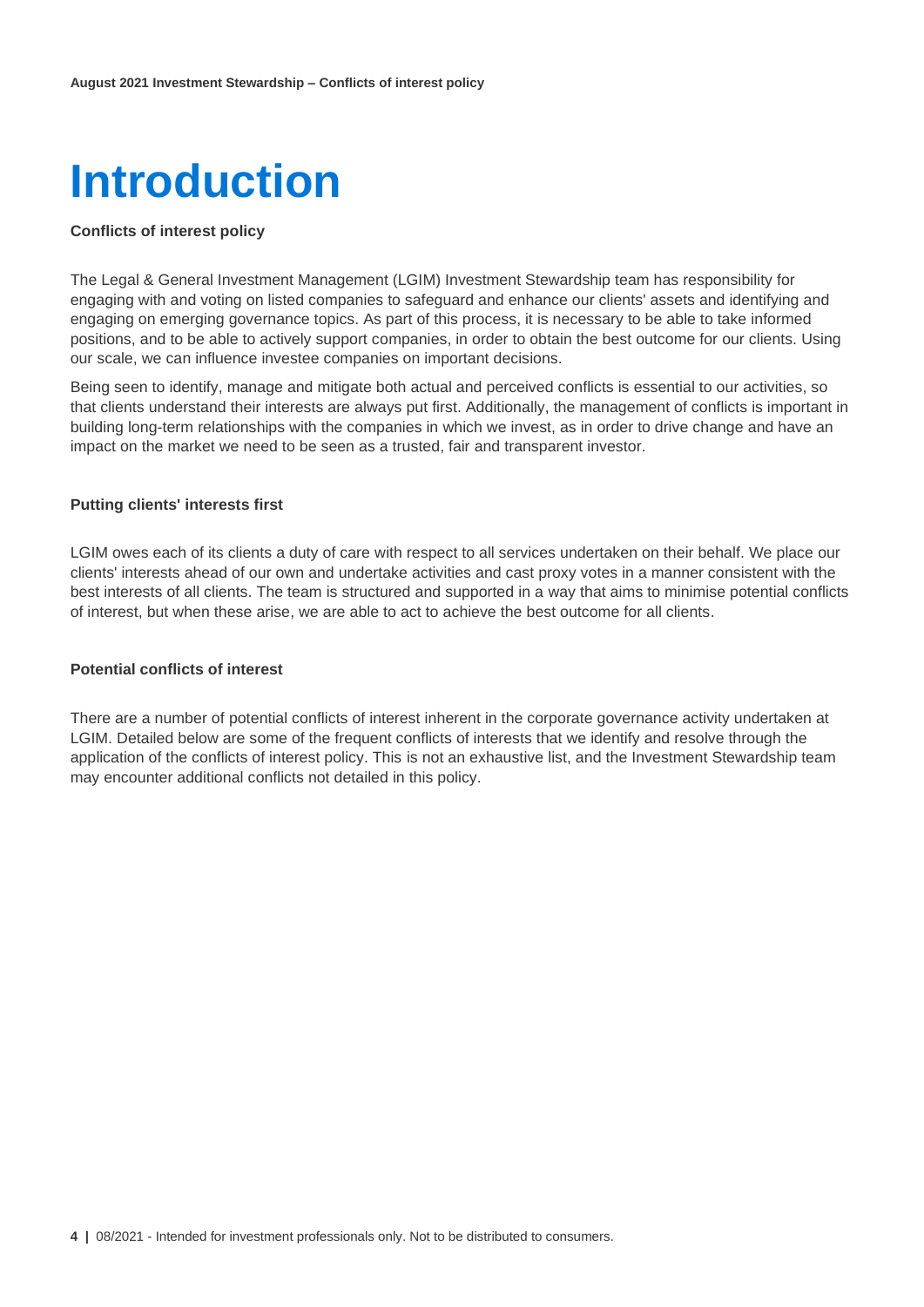# Introduction

**Conflicts of interest policy**

The Legal & General Investment Management (LGIM) Investment Stewardship team has responsibility for engaging with and voting on listed companies to safeguard and enhance our clients' assets and identifying and engaging on emerging governance topics. As part of this process, it is necessary to be able to take informed positions, and to be able to actively support companies, in order to obtain the best outcome for our clients. Using our scale, we can influence investee companies on important decisions.

Being seen to identify, manage and mitigate both actual and perceived conflicts is essential to our activities, so that clients understand their interests are always put first. Additionally, the management of conflicts is important in building long-term relationships with the companies in which we invest, as in order to drive change and have an impact on the market we need to be seen as a trusted, fair and transparent investor.

**Putting clients' interests first**

LGIM owes each of its clients a duty of care with respect to all services undertaken on their behalf. We place our clients' interests ahead of our own and undertake activities and cast proxy votes in a manner consistent with the best interests of all clients. The team is structured and supported in a way that aims to minimise potential conflicts of interest, but when these arise, we are able to act to achieve the best outcome for all clients.

**Potential conflicts of interest**

There are a number of potential conflicts of interest inherent in the corporate governance activity undertaken at LGIM. Detailed below are some of the frequent conflicts of interests that we identify and resolve through the application of the conflicts of interest policy. This is not an exhaustive list, and the Investment Stewardship team may encounter additional conflicts not detailed in this policy.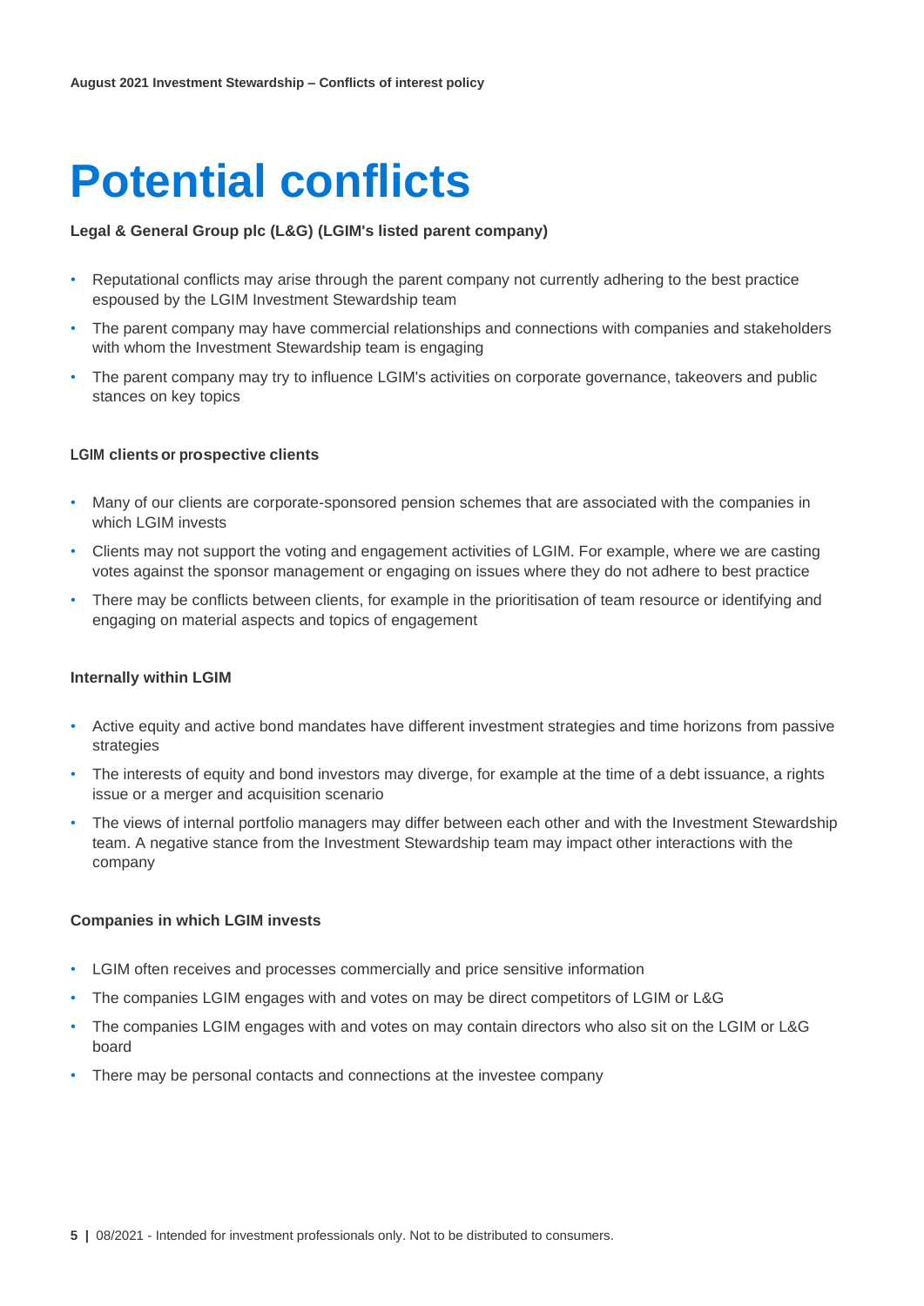# Potential conflicts

**Legal & General Group plc (L&G) (LGIM's listed parent company)**

- Reputational conflicts may arise through the parent company not currently adhering to the best practice espoused by the LGIM Investment Stewardship team
- The parent company may have commercial relationships and connections with companies and stakeholders with whom the Investment Stewardship team is engaging
- The parent company may try to influence LGIM's activities on corporate governance, takeovers and public stances on key topics

**LGIM clients or prospective clients**

- Many of our clients are corporate-sponsored pension schemes that are associated with the companies in which LGIM invests
- Clients may not support the voting and engagement activities of LGIM. For example, where we are casting votes against the sponsor management or engaging on issues where they do not adhere to best practice
- There may be conflicts between clients, for example in the prioritisation of team resource or identifying and engaging on material aspects and topics of engagement

**Internally within LGIM**

- Active equity and active bond mandates have different investment strategies and time horizons from passive strategies
- The interests of equity and bond investors may diverge, for example at the time of a debt issuance, a rights issue or a merger and acquisition scenario
- The views of internal portfolio managers may differ between each other and with the Investment Stewardship team. A negative stance from the Investment Stewardship team may impact other interactions with the company

**Companies in which LGIM invests**

- LGIM often receives and processes commercially and price sensitive information
- The companies LGIM engages with and votes on may be direct competitors of LGIM or L&G
- The companies LGIM engages with and votes on may contain directors who also sit on the LGIM or L&G board
- There may be personal contacts and connections at the investee company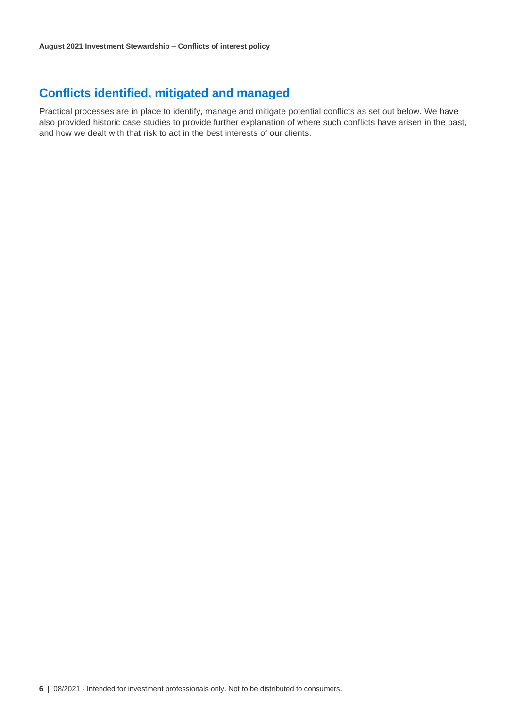## Conflicts identified, mitigated and managed

Practical processes are in place to identify, manage and mitigate potential conflicts as set out below. We have also provided historic case studies to provide further explanation of where such conflicts have arisen in the past, and how we dealt with that risk to act in the best interests of our clients.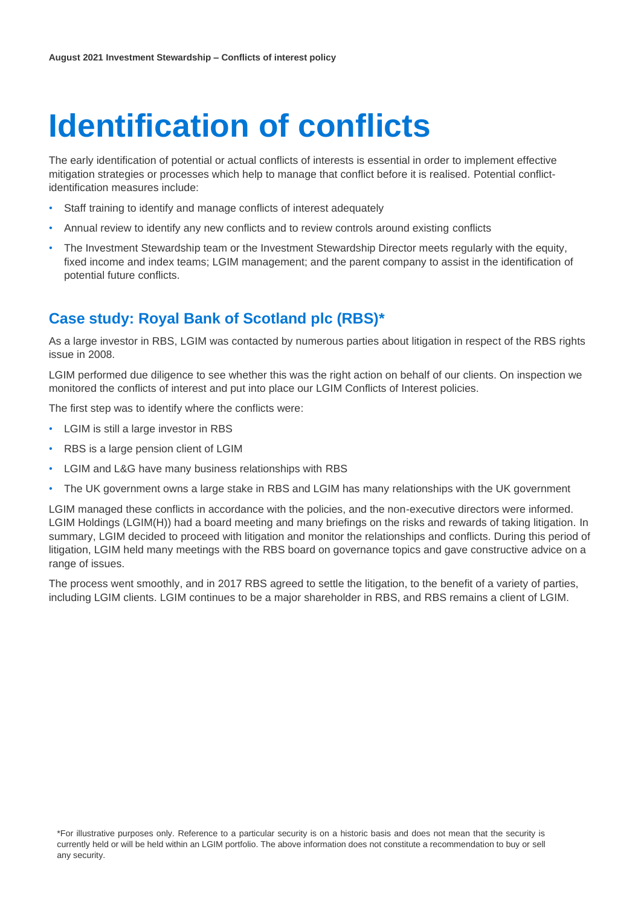# Identification of conflicts

The early identification of potential or actual conflicts of interests is essential in order to implement effective mitigation strategies or processes which help to manage that conflict before it is realised. Potential conflict-identification measures include:

- Staff training to identify and manage conflicts of interest adequately
- Annual review to identify any new conflicts and to review controls around existing conflicts
- The Investment Stewardship team or the Investment Stewardship Director meets regularly with the equity, fixed income and index teams; LGIM management; and the parent company to assist in the identification of potential future conflicts.

## Case study: Royal Bank of Scotland plc (RBS)*

As a large investor in RBS, LGIM was contacted by numerous parties about litigation in respect of the RBS rights issue in 2008.

LGIM performed due diligence to see whether this was the right action on behalf of our clients. On inspection we monitored the conflicts of interest and put into place our LGIM Conflicts of Interest policies.

The first step was to identify where the conflicts were:

- LGIM is still a large investor in RBS
- RBS is a large pension client of LGIM
- LGIM and L&G have many business relationships with RBS
- The UK government owns a large stake in RBS and LGIM has many relationships with the UK government

LGIM managed these conflicts in accordance with the policies, and the non-executive directors were informed. LGIM Holdings (LGIM(H)) had a board meeting and many briefings on the risks and rewards of taking litigation. In summary, LGIM decided to proceed with litigation and monitor the relationships and conflicts. During this period of litigation, LGIM held many meetings with the RBS board on governance topics and gave constructive advice on a range of issues.

The process went smoothly, and in 2017 RBS agreed to settle the litigation, to the benefit of a variety of parties, including LGIM clients. LGIM continues to be a major shareholder in RBS, and RBS remains a client of LGIM.

*For illustrative purposes only. Reference to a particular security is on a historic basis and does not mean that the security is currently held or will be held within an LGIM portfolio. The above information does not constitute a recommendation to buy or sell any security.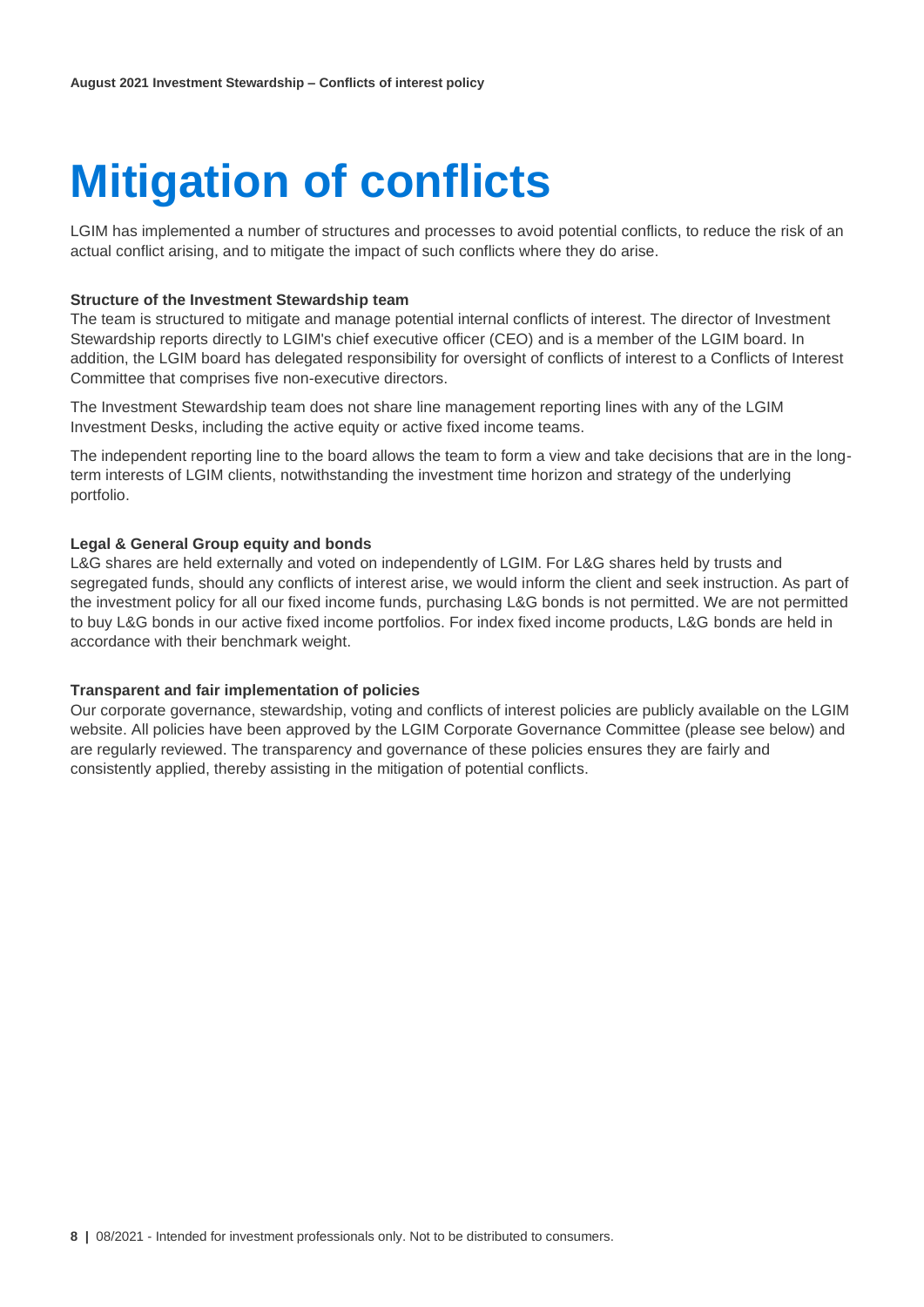# Mitigation of conflicts

LGIM has implemented a number of structures and processes to avoid potential conflicts, to reduce the risk of an actual conflict arising, and to mitigate the impact of such conflicts where they do arise.

**Structure of the Investment Stewardship team**

The team is structured to mitigate and manage potential internal conflicts of interest. The director of Investment Stewardship reports directly to LGIM's chief executive officer (CEO) and is a member of the LGIM board. In addition, the LGIM board has delegated responsibility for oversight of conflicts of interest to a Conflicts of Interest Committee that comprises five non-executive directors.

The Investment Stewardship team does not share line management reporting lines with any of the LGIM Investment Desks, including the active equity or active fixed income teams.

The independent reporting line to the board allows the team to form a view and take decisions that are in the long-term interests of LGIM clients, notwithstanding the investment time horizon and strategy of the underlying portfolio.

**Legal & General Group equity and bonds**

L&G shares are held externally and voted on independently of LGIM. For L&G shares held by trusts and segregated funds, should any conflicts of interest arise, we would inform the client and seek instruction. As part of the investment policy for all our fixed income funds, purchasing L&G bonds is not permitted. We are not permitted to buy L&G bonds in our active fixed income portfolios. For index fixed income products, L&G bonds are held in accordance with their benchmark weight.

**Transparent and fair implementation of policies**

Our corporate governance, stewardship, voting and conflicts of interest policies are publicly available on the LGIM website. All policies have been approved by the LGIM Corporate Governance Committee (please see below) and are regularly reviewed. The transparency and governance of these policies ensures they are fairly and consistently applied, thereby assisting in the mitigation of potential conflicts.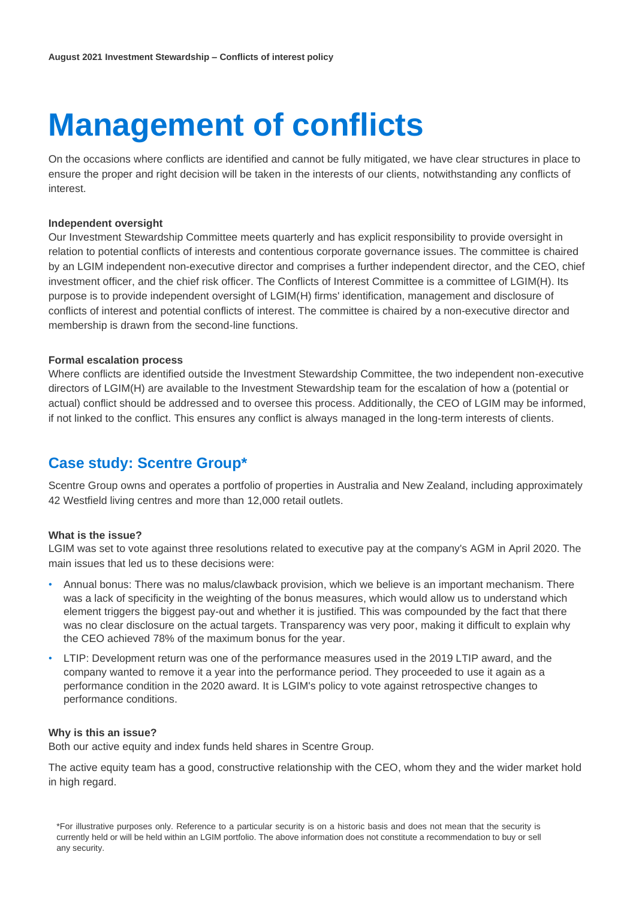# Management of conflicts

On the occasions where conflicts are identified and cannot be fully mitigated, we have clear structures in place to ensure the proper and right decision will be taken in the interests of our clients, notwithstanding any conflicts of interest.

**Independent oversight**

Our Investment Stewardship Committee meets quarterly and has explicit responsibility to provide oversight in relation to potential conflicts of interests and contentious corporate governance issues. The committee is chaired by an LGIM independent non-executive director and comprises a further independent director, and the CEO, chief investment officer, and the chief risk officer. The Conflicts of Interest Committee is a committee of LGIM(H). Its purpose is to provide independent oversight of LGIM(H) firms' identification, management and disclosure of conflicts of interest and potential conflicts of interest. The committee is chaired by a non-executive director and membership is drawn from the second-line functions.

**Formal escalation process**

Where conflicts are identified outside the Investment Stewardship Committee, the two independent non-executive directors of LGIM(H) are available to the Investment Stewardship team for the escalation of how a (potential or actual) conflict should be addressed and to oversee this process. Additionally, the CEO of LGIM may be informed, if not linked to the conflict. This ensures any conflict is always managed in the long-term interests of clients.

## Case study: Scentre Group*

Scentre Group owns and operates a portfolio of properties in Australia and New Zealand, including approximately 42 Westfield living centres and more than 12,000 retail outlets.

**What is the issue?**

LGIM was set to vote against three resolutions related to executive pay at the company's AGM in April 2020. The main issues that led us to these decisions were:

- Annual bonus: There was no malus/clawback provision, which we believe is an important mechanism. There was a lack of specificity in the weighting of the bonus measures, which would allow us to understand which element triggers the biggest pay-out and whether it is justified. This was compounded by the fact that there was no clear disclosure on the actual targets. Transparency was very poor, making it difficult to explain why the CEO achieved 78% of the maximum bonus for the year.
- LTIP: Development return was one of the performance measures used in the 2019 LTIP award, and the company wanted to remove it a year into the performance period. They proceeded to use it again as a performance condition in the 2020 award. It is LGIM's policy to vote against retrospective changes to performance conditions.

**Why is this an issue?**

Both our active equity and index funds held shares in Scentre Group.

The active equity team has a good, constructive relationship with the CEO, whom they and the wider market hold in high regard.

*For illustrative purposes only. Reference to a particular security is on a historic basis and does not mean that the security is currently held or will be held within an LGIM portfolio. The above information does not constitute a recommendation to buy or sell any security.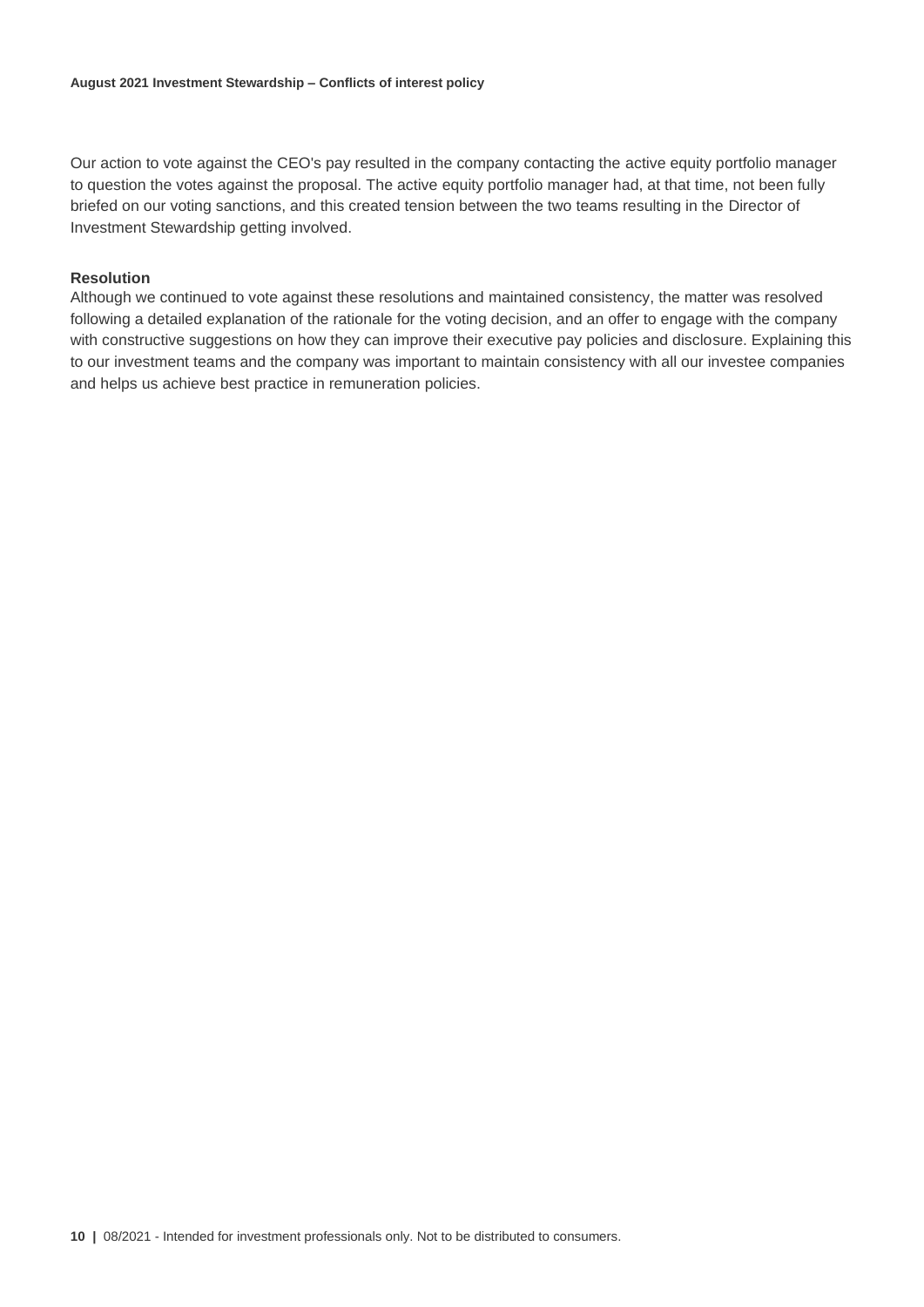Our action to vote against the CEO's pay resulted in the company contacting the active equity portfolio manager to question the votes against the proposal. The active equity portfolio manager had, at that time, not been fully briefed on our voting sanctions, and this created tension between the two teams resulting in the Director of Investment Stewardship getting involved.

**Resolution**

Although we continued to vote against these resolutions and maintained consistency, the matter was resolved following a detailed explanation of the rationale for the voting decision, and an offer to engage with the company with constructive suggestions on how they can improve their executive pay policies and disclosure. Explaining this to our investment teams and the company was important to maintain consistency with all our investee companies and helps us achieve best practice in remuneration policies.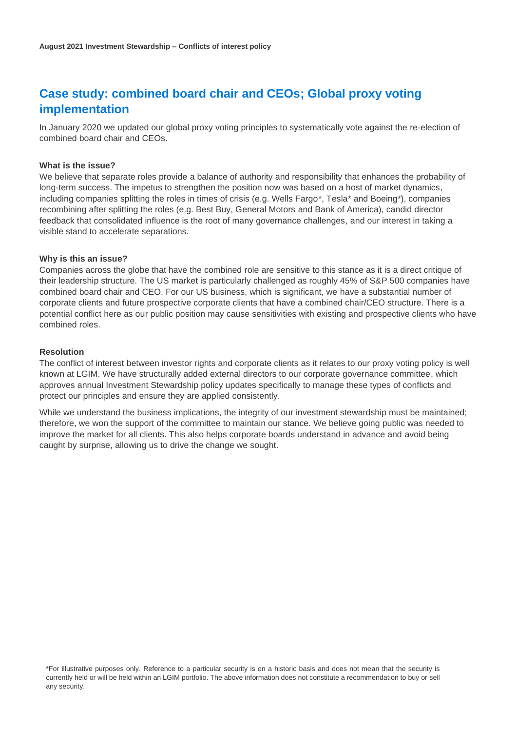## Case study: combined board chair and CEOs; Global proxy voting implementation

In January 2020 we updated our global proxy voting principles to systematically vote against the re-election of combined board chair and CEOs.

**What is the issue?**

We believe that separate roles provide a balance of authority and responsibility that enhances the probability of long-term success. The impetus to strengthen the position now was based on a host of market dynamics, including companies splitting the roles in times of crisis (e.g. Wells Fargo*, Tesla* and Boeing*), companies recombining after splitting the roles (e.g. Best Buy, General Motors and Bank of America), candid director feedback that consolidated influence is the root of many governance challenges, and our interest in taking a visible stand to accelerate separations.

**Why is this an issue?**

Companies across the globe that have the combined role are sensitive to this stance as it is a direct critique of their leadership structure. The US market is particularly challenged as roughly 45% of S&P 500 companies have combined board chair and CEO. For our US business, which is significant, we have a substantial number of corporate clients and future prospective corporate clients that have a combined chair/CEO structure. There is a potential conflict here as our public position may cause sensitivities with existing and prospective clients who have combined roles.

**Resolution**

The conflict of interest between investor rights and corporate clients as it relates to our proxy voting policy is well known at LGIM. We have structurally added external directors to our corporate governance committee, which approves annual Investment Stewardship policy updates specifically to manage these types of conflicts and protect our principles and ensure they are applied consistently.

While we understand the business implications, the integrity of our investment stewardship must be maintained; therefore, we won the support of the committee to maintain our stance. We believe going public was needed to improve the market for all clients. This also helps corporate boards understand in advance and avoid being caught by surprise, allowing us to drive the change we sought.

*For illustrative purposes only. Reference to a particular security is on a historic basis and does not mean that the security is currently held or will be held within an LGIM portfolio. The above information does not constitute a recommendation to buy or sell any security.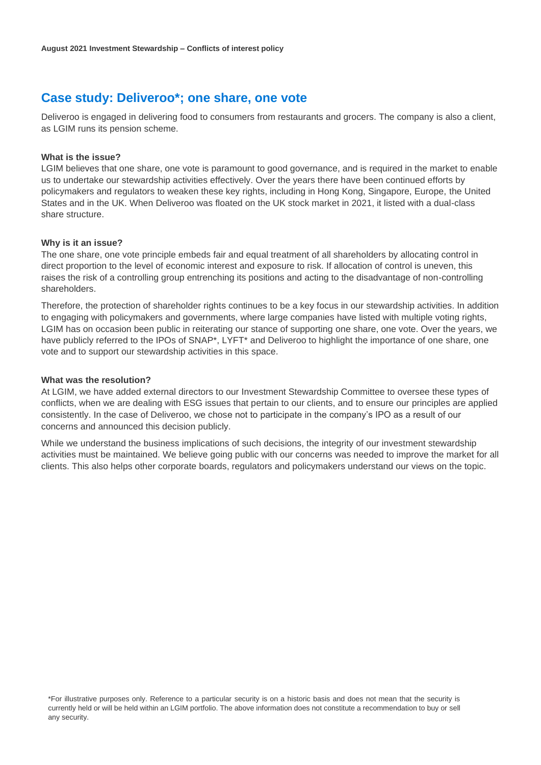## Case study: Deliveroo*; one share, one vote

Deliveroo is engaged in delivering food to consumers from restaurants and grocers. The company is also a client, as LGIM runs its pension scheme.

**What is the issue?**
LGIM believes that one share, one vote is paramount to good governance, and is required in the market to enable us to undertake our stewardship activities effectively. Over the years there have been continued efforts by policymakers and regulators to weaken these key rights, including in Hong Kong, Singapore, Europe, the United States and in the UK. When Deliveroo was floated on the UK stock market in 2021, it listed with a dual-class share structure.

**Why is it an issue?**
The one share, one vote principle embeds fair and equal treatment of all shareholders by allocating control in direct proportion to the level of economic interest and exposure to risk. If allocation of control is uneven, this raises the risk of a controlling group entrenching its positions and acting to the disadvantage of non-controlling shareholders.

Therefore, the protection of shareholder rights continues to be a key focus in our stewardship activities. In addition to engaging with policymakers and governments, where large companies have listed with multiple voting rights, LGIM has on occasion been public in reiterating our stance of supporting one share, one vote. Over the years, we have publicly referred to the IPOs of SNAP*, LYFT* and Deliveroo to highlight the importance of one share, one vote and to support our stewardship activities in this space.

**What was the resolution?**
At LGIM, we have added external directors to our Investment Stewardship Committee to oversee these types of conflicts, when we are dealing with ESG issues that pertain to our clients, and to ensure our principles are applied consistently. In the case of Deliveroo, we chose not to participate in the company's IPO as a result of our concerns and announced this decision publicly.

While we understand the business implications of such decisions, the integrity of our investment stewardship activities must be maintained. We believe going public with our concerns was needed to improve the market for all clients. This also helps other corporate boards, regulators and policymakers understand our views on the topic.

*For illustrative purposes only. Reference to a particular security is on a historic basis and does not mean that the security is currently held or will be held within an LGIM portfolio. The above information does not constitute a recommendation to buy or sell any security.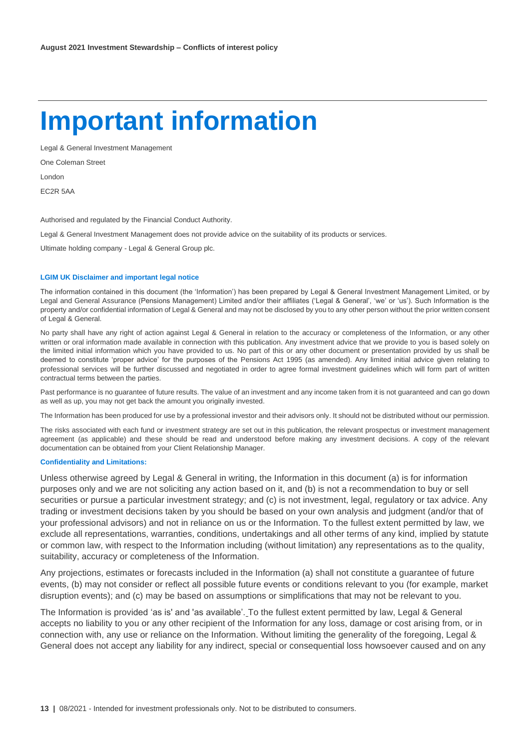# Important information

Legal & General Investment Management

One Coleman Street

London

EC2R 5AA

Authorised and regulated by the Financial Conduct Authority.

Legal & General Investment Management does not provide advice on the suitability of its products or services.

Ultimate holding company - Legal & General Group plc.

**LGIM UK Disclaimer and important legal notice**

The information contained in this document (the 'Information') has been prepared by Legal & General Investment Management Limited, or by Legal and General Assurance (Pensions Management) Limited and/or their affiliates ('Legal & General', 'we' or 'us'). Such Information is the property and/or confidential information of Legal & General and may not be disclosed by you to any other person without the prior written consent of Legal & General.

No party shall have any right of action against Legal & General in relation to the accuracy or completeness of the Information, or any other written or oral information made available in connection with this publication. Any investment advice that we provide to you is based solely on the limited initial information which you have provided to us. No part of this or any other document or presentation provided by us shall be deemed to constitute 'proper advice' for the purposes of the Pensions Act 1995 (as amended). Any limited initial advice given relating to professional services will be further discussed and negotiated in order to agree formal investment guidelines which will form part of written contractual terms between the parties.

Past performance is no guarantee of future results. The value of an investment and any income taken from it is not guaranteed and can go down as well as up, you may not get back the amount you originally invested.

The Information has been produced for use by a professional investor and their advisors only. It should not be distributed without our permission.

The risks associated with each fund or investment strategy are set out in this publication, the relevant prospectus or investment management agreement (as applicable) and these should be read and understood before making any investment decisions. A copy of the relevant documentation can be obtained from your Client Relationship Manager.

**Confidentiality and Limitations:**

Unless otherwise agreed by Legal & General in writing, the Information in this document (a) is for information purposes only and we are not soliciting any action based on it, and (b) is not a recommendation to buy or sell securities or pursue a particular investment strategy; and (c) is not investment, legal, regulatory or tax advice. Any trading or investment decisions taken by you should be based on your own analysis and judgment (and/or that of your professional advisors) and not in reliance on us or the Information. To the fullest extent permitted by law, we exclude all representations, warranties, conditions, undertakings and all other terms of any kind, implied by statute or common law, with respect to the Information including (without limitation) any representations as to the quality, suitability, accuracy or completeness of the Information.

Any projections, estimates or forecasts included in the Information (a) shall not constitute a guarantee of future events, (b) may not consider or reflect all possible future events or conditions relevant to you (for example, market disruption events); and (c) may be based on assumptions or simplifications that may not be relevant to you.

The Information is provided 'as is' and 'as available'. To the fullest extent permitted by law, Legal & General accepts no liability to you or any other recipient of the Information for any loss, damage or cost arising from, or in connection with, any use or reliance on the Information. Without limiting the generality of the foregoing, Legal & General does not accept any liability for any indirect, special or consequential loss howsoever caused and on any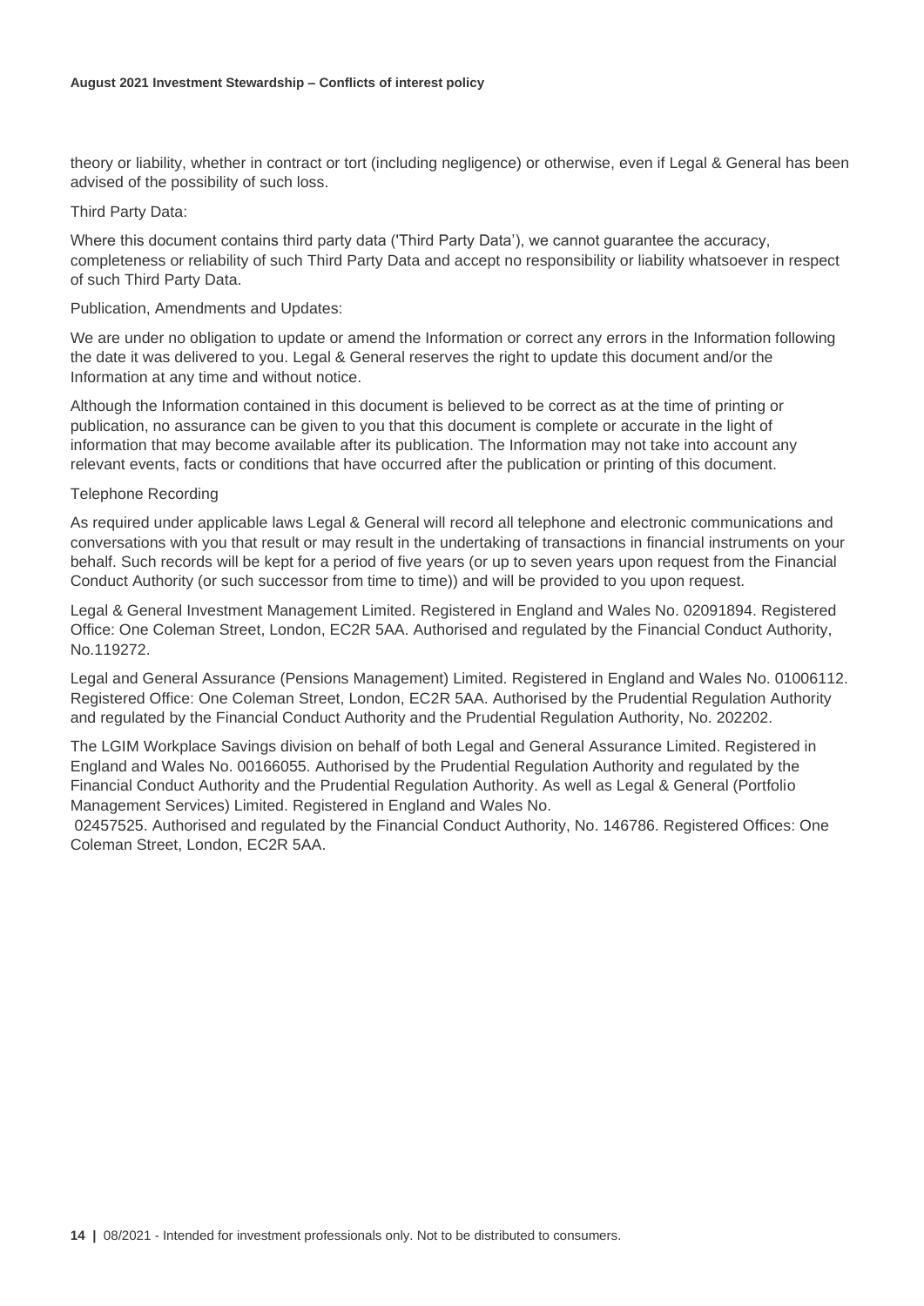theory or liability, whether in contract or tort (including negligence) or otherwise, even if Legal & General has been advised of the possibility of such loss.

Third Party Data:

Where this document contains third party data ('Third Party Data'), we cannot guarantee the accuracy, completeness or reliability of such Third Party Data and accept no responsibility or liability whatsoever in respect of such Third Party Data.

Publication, Amendments and Updates:

We are under no obligation to update or amend the Information or correct any errors in the Information following the date it was delivered to you. Legal & General reserves the right to update this document and/or the Information at any time and without notice.

Although the Information contained in this document is believed to be correct as at the time of printing or publication, no assurance can be given to you that this document is complete or accurate in the light of information that may become available after its publication. The Information may not take into account any relevant events, facts or conditions that have occurred after the publication or printing of this document.

Telephone Recording

As required under applicable laws Legal & General will record all telephone and electronic communications and conversations with you that result or may result in the undertaking of transactions in financial instruments on your behalf. Such records will be kept for a period of five years (or up to seven years upon request from the Financial Conduct Authority (or such successor from time to time)) and will be provided to you upon request.

Legal & General Investment Management Limited. Registered in England and Wales No. 02091894. Registered Office: One Coleman Street, London, EC2R 5AA. Authorised and regulated by the Financial Conduct Authority, No.119272.

Legal and General Assurance (Pensions Management) Limited. Registered in England and Wales No. 01006112. Registered Office: One Coleman Street, London, EC2R 5AA. Authorised by the Prudential Regulation Authority and regulated by the Financial Conduct Authority and the Prudential Regulation Authority, No. 202202.

The LGIM Workplace Savings division on behalf of both Legal and General Assurance Limited. Registered in England and Wales No. 00166055. Authorised by the Prudential Regulation Authority and regulated by the Financial Conduct Authority and the Prudential Regulation Authority. As well as Legal & General (Portfolio Management Services) Limited. Registered in England and Wales No. 02457525. Authorised and regulated by the Financial Conduct Authority, No. 146786. Registered Offices: One Coleman Street, London, EC2R 5AA.